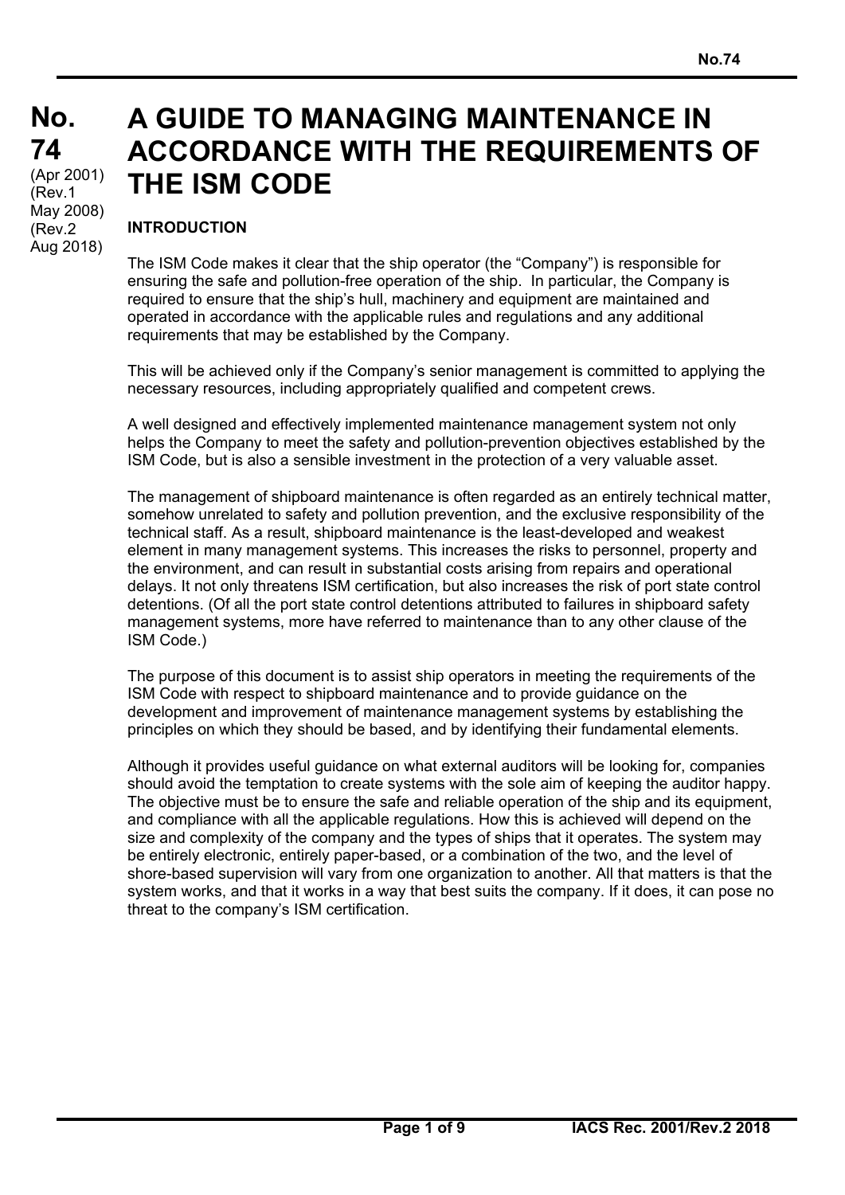# No. 74

(Apr 2001)
(Rev.1 May 2008)
(Rev.2 Aug 2018)

# A GUIDE TO MANAGING MAINTENANCE IN ACCORDANCE WITH THE REQUIREMENTS OF THE ISM CODE

## INTRODUCTION

The ISM Code makes it clear that the ship operator (the "Company") is responsible for ensuring the safe and pollution-free operation of the ship. In particular, the Company is required to ensure that the ship's hull, machinery and equipment are maintained and operated in accordance with the applicable rules and regulations and any additional requirements that may be established by the Company.

This will be achieved only if the Company's senior management is committed to applying the necessary resources, including appropriately qualified and competent crews.

A well designed and effectively implemented maintenance management system not only helps the Company to meet the safety and pollution-prevention objectives established by the ISM Code, but is also a sensible investment in the protection of a very valuable asset.

The management of shipboard maintenance is often regarded as an entirely technical matter, somehow unrelated to safety and pollution prevention, and the exclusive responsibility of the technical staff. As a result, shipboard maintenance is the least-developed and weakest element in many management systems. This increases the risks to personnel, property and the environment, and can result in substantial costs arising from repairs and operational delays. It not only threatens ISM certification, but also increases the risk of port state control detentions. (Of all the port state control detentions attributed to failures in shipboard safety management systems, more have referred to maintenance than to any other clause of the ISM Code.)

The purpose of this document is to assist ship operators in meeting the requirements of the ISM Code with respect to shipboard maintenance and to provide guidance on the development and improvement of maintenance management systems by establishing the principles on which they should be based, and by identifying their fundamental elements.

Although it provides useful guidance on what external auditors will be looking for, companies should avoid the temptation to create systems with the sole aim of keeping the auditor happy. The objective must be to ensure the safe and reliable operation of the ship and its equipment, and compliance with all the applicable regulations. How this is achieved will depend on the size and complexity of the company and the types of ships that it operates. The system may be entirely electronic, entirely paper-based, or a combination of the two, and the level of shore-based supervision will vary from one organization to another. All that matters is that the system works, and that it works in a way that best suits the company. If it does, it can pose no threat to the company's ISM certification.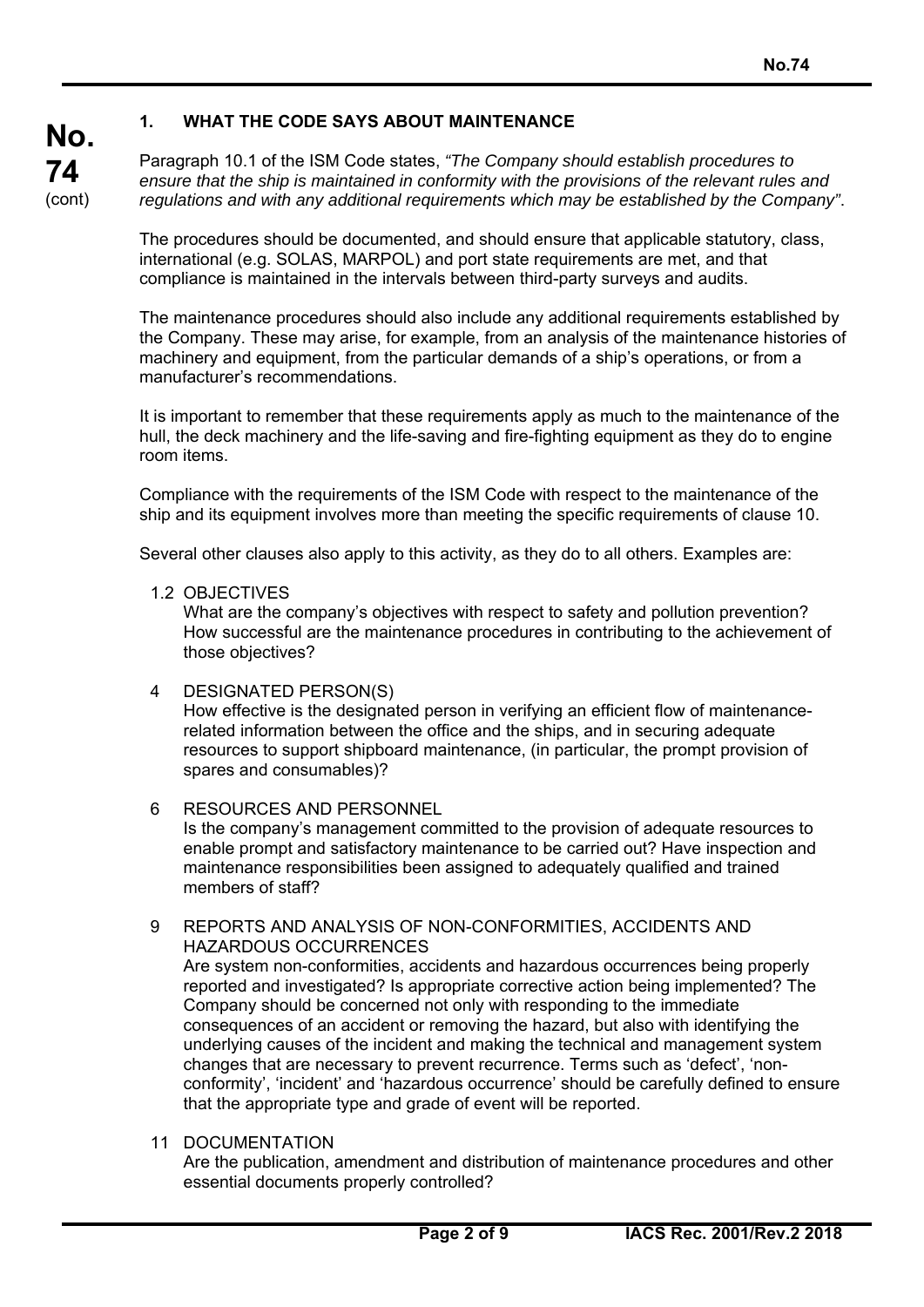## 1. WHAT THE CODE SAYS ABOUT MAINTENANCE

Paragraph 10.1 of the ISM Code states, *"The Company should establish procedures to ensure that the ship is maintained in conformity with the provisions of the relevant rules and regulations and with any additional requirements which may be established by the Company"*.

The procedures should be documented, and should ensure that applicable statutory, class, international (e.g. SOLAS, MARPOL) and port state requirements are met, and that compliance is maintained in the intervals between third-party surveys and audits.

The maintenance procedures should also include any additional requirements established by the Company. These may arise, for example, from an analysis of the maintenance histories of machinery and equipment, from the particular demands of a ship's operations, or from a manufacturer's recommendations.

It is important to remember that these requirements apply as much to the maintenance of the hull, the deck machinery and the life-saving and fire-fighting equipment as they do to engine room items.

Compliance with the requirements of the ISM Code with respect to the maintenance of the ship and its equipment involves more than meeting the specific requirements of clause 10.

Several other clauses also apply to this activity, as they do to all others. Examples are:

1.2 OBJECTIVES
What are the company's objectives with respect to safety and pollution prevention? How successful are the maintenance procedures in contributing to the achievement of those objectives?

4 DESIGNATED PERSON(S)
How effective is the designated person in verifying an efficient flow of maintenance-related information between the office and the ships, and in securing adequate resources to support shipboard maintenance, (in particular, the prompt provision of spares and consumables)?

6 RESOURCES AND PERSONNEL
Is the company's management committed to the provision of adequate resources to enable prompt and satisfactory maintenance to be carried out? Have inspection and maintenance responsibilities been assigned to adequately qualified and trained members of staff?

9 REPORTS AND ANALYSIS OF NON-CONFORMITIES, ACCIDENTS AND HAZARDOUS OCCURRENCES
Are system non-conformities, accidents and hazardous occurrences being properly reported and investigated? Is appropriate corrective action being implemented? The Company should be concerned not only with responding to the immediate consequences of an accident or removing the hazard, but also with identifying the underlying causes of the incident and making the technical and management system changes that are necessary to prevent recurrence. Terms such as 'defect', 'non-conformity', 'incident' and 'hazardous occurrence' should be carefully defined to ensure that the appropriate type and grade of event will be reported.

11 DOCUMENTATION
Are the publication, amendment and distribution of maintenance procedures and other essential documents properly controlled?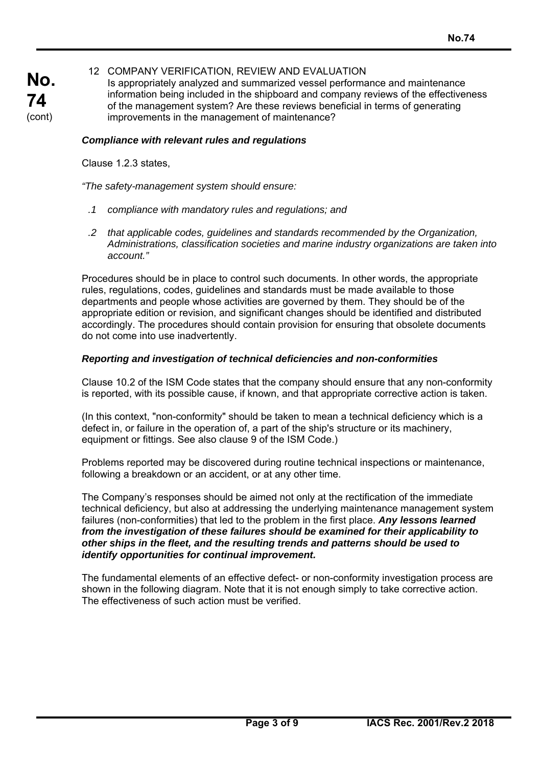12 COMPANY VERIFICATION, REVIEW AND EVALUATION
Is appropriately analyzed and summarized vessel performance and maintenance information being included in the shipboard and company reviews of the effectiveness of the management system? Are these reviews beneficial in terms of generating improvements in the management of maintenance?

***Compliance with relevant rules and regulations***

Clause 1.2.3 states,

*"The safety-management system should ensure:*

*.1 compliance with mandatory rules and regulations; and*

*.2 that applicable codes, guidelines and standards recommended by the Organization, Administrations, classification societies and marine industry organizations are taken into account."*

Procedures should be in place to control such documents. In other words, the appropriate rules, regulations, codes, guidelines and standards must be made available to those departments and people whose activities are governed by them. They should be of the appropriate edition or revision, and significant changes should be identified and distributed accordingly. The procedures should contain provision for ensuring that obsolete documents do not come into use inadvertently.

***Reporting and investigation of technical deficiencies and non-conformities***

Clause 10.2 of the ISM Code states that the company should ensure that any non-conformity is reported, with its possible cause, if known, and that appropriate corrective action is taken.

(In this context, "non-conformity" should be taken to mean a technical deficiency which is a defect in, or failure in the operation of, a part of the ship's structure or its machinery, equipment or fittings. See also clause 9 of the ISM Code.)

Problems reported may be discovered during routine technical inspections or maintenance, following a breakdown or an accident, or at any other time.

The Company's responses should be aimed not only at the rectification of the immediate technical deficiency, but also at addressing the underlying maintenance management system failures (non-conformities) that led to the problem in the first place. ***Any lessons learned from the investigation of these failures should be examined for their applicability to other ships in the fleet, and the resulting trends and patterns should be used to identify opportunities for continual improvement.***

The fundamental elements of an effective defect- or non-conformity investigation process are shown in the following diagram. Note that it is not enough simply to take corrective action. The effectiveness of such action must be verified.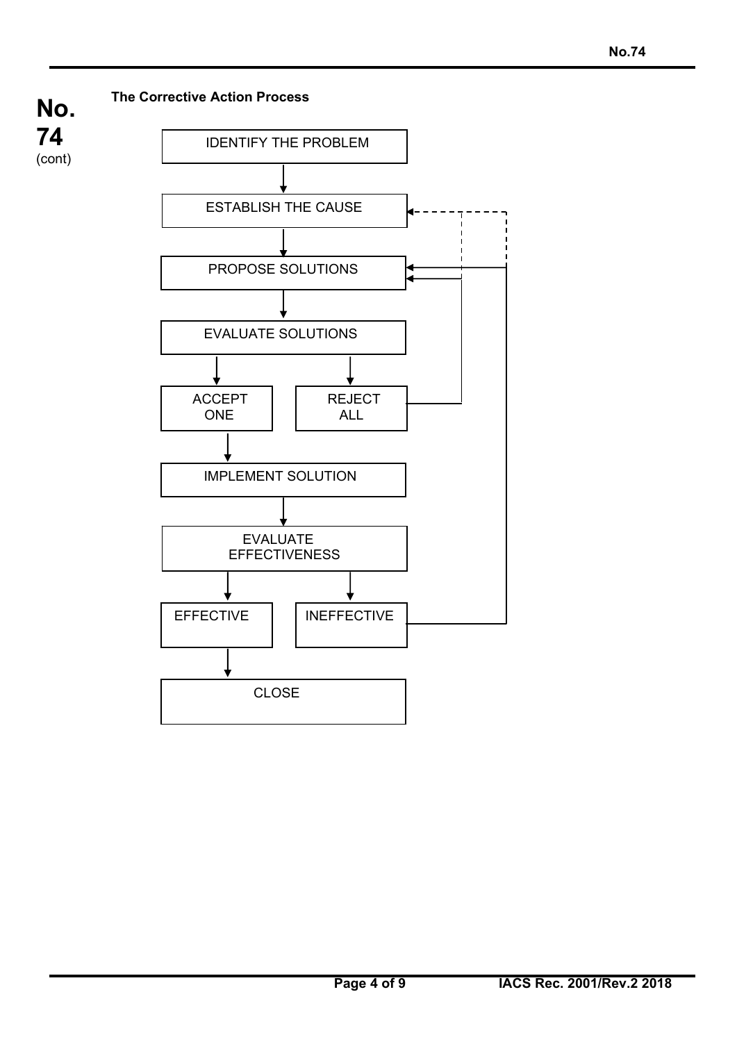**The Corrective Action Process**

IDENTIFY THE PROBLEM

ESTABLISH THE CAUSE

PROPOSE SOLUTIONS

EVALUATE SOLUTIONS

ACCEPT ONE

REJECT ALL

IMPLEMENT SOLUTION

EVALUATE EFFECTIVENESS

EFFECTIVE

INEFFECTIVE

CLOSE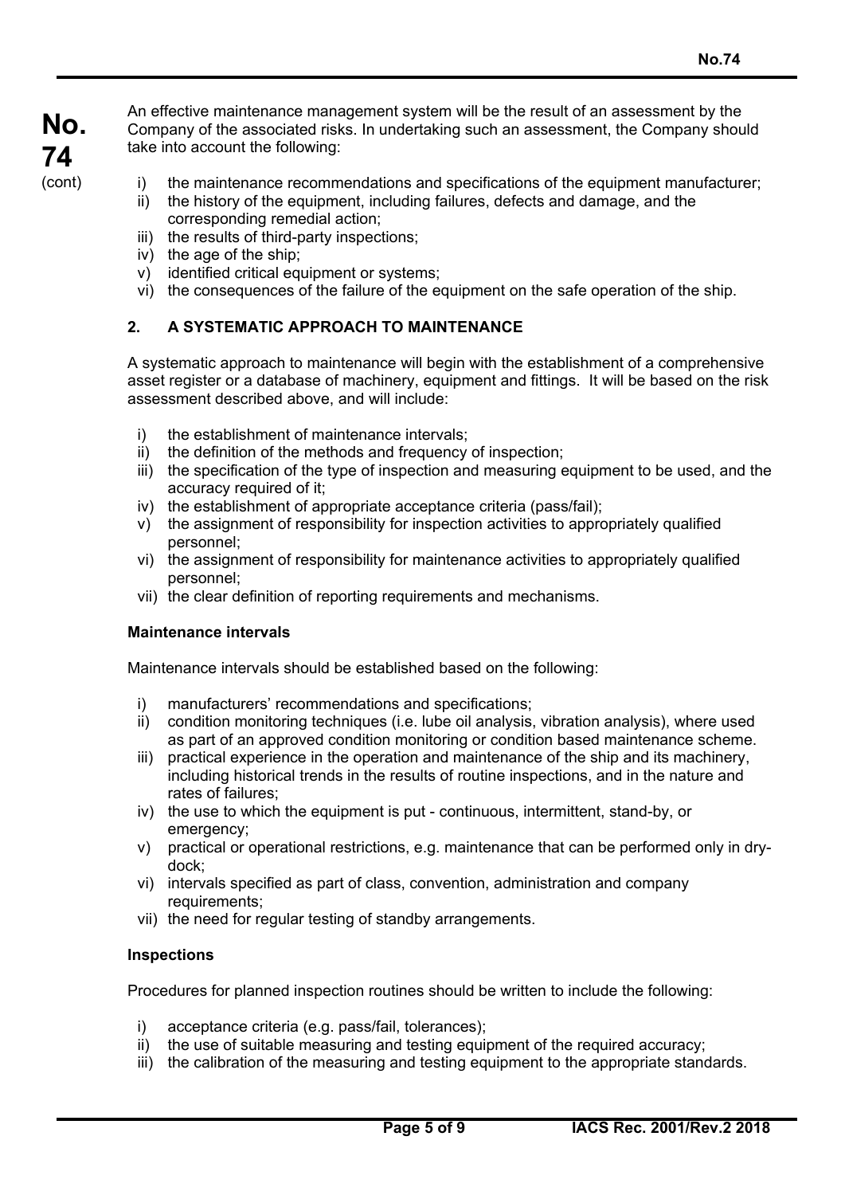An effective maintenance management system will be the result of an assessment by the Company of the associated risks. In undertaking such an assessment, the Company should take into account the following:

i) the maintenance recommendations and specifications of the equipment manufacturer;
ii) the history of the equipment, including failures, defects and damage, and the corresponding remedial action;
iii) the results of third-party inspections;
iv) the age of the ship;
v) identified critical equipment or systems;
vi) the consequences of the failure of the equipment on the safe operation of the ship.

## 2. A SYSTEMATIC APPROACH TO MAINTENANCE

A systematic approach to maintenance will begin with the establishment of a comprehensive asset register or a database of machinery, equipment and fittings. It will be based on the risk assessment described above, and will include:

i) the establishment of maintenance intervals;
ii) the definition of the methods and frequency of inspection;
iii) the specification of the type of inspection and measuring equipment to be used, and the accuracy required of it;
iv) the establishment of appropriate acceptance criteria (pass/fail);
v) the assignment of responsibility for inspection activities to appropriately qualified personnel;
vi) the assignment of responsibility for maintenance activities to appropriately qualified personnel;
vii) the clear definition of reporting requirements and mechanisms.

### Maintenance intervals

Maintenance intervals should be established based on the following:

i) manufacturers' recommendations and specifications;
ii) condition monitoring techniques (i.e. lube oil analysis, vibration analysis), where used as part of an approved condition monitoring or condition based maintenance scheme.
iii) practical experience in the operation and maintenance of the ship and its machinery, including historical trends in the results of routine inspections, and in the nature and rates of failures;
iv) the use to which the equipment is put - continuous, intermittent, stand-by, or emergency;
v) practical or operational restrictions, e.g. maintenance that can be performed only in dry-dock;
vi) intervals specified as part of class, convention, administration and company requirements;
vii) the need for regular testing of standby arrangements.

### Inspections

Procedures for planned inspection routines should be written to include the following:

i) acceptance criteria (e.g. pass/fail, tolerances);
ii) the use of suitable measuring and testing equipment of the required accuracy;
iii) the calibration of the measuring and testing equipment to the appropriate standards.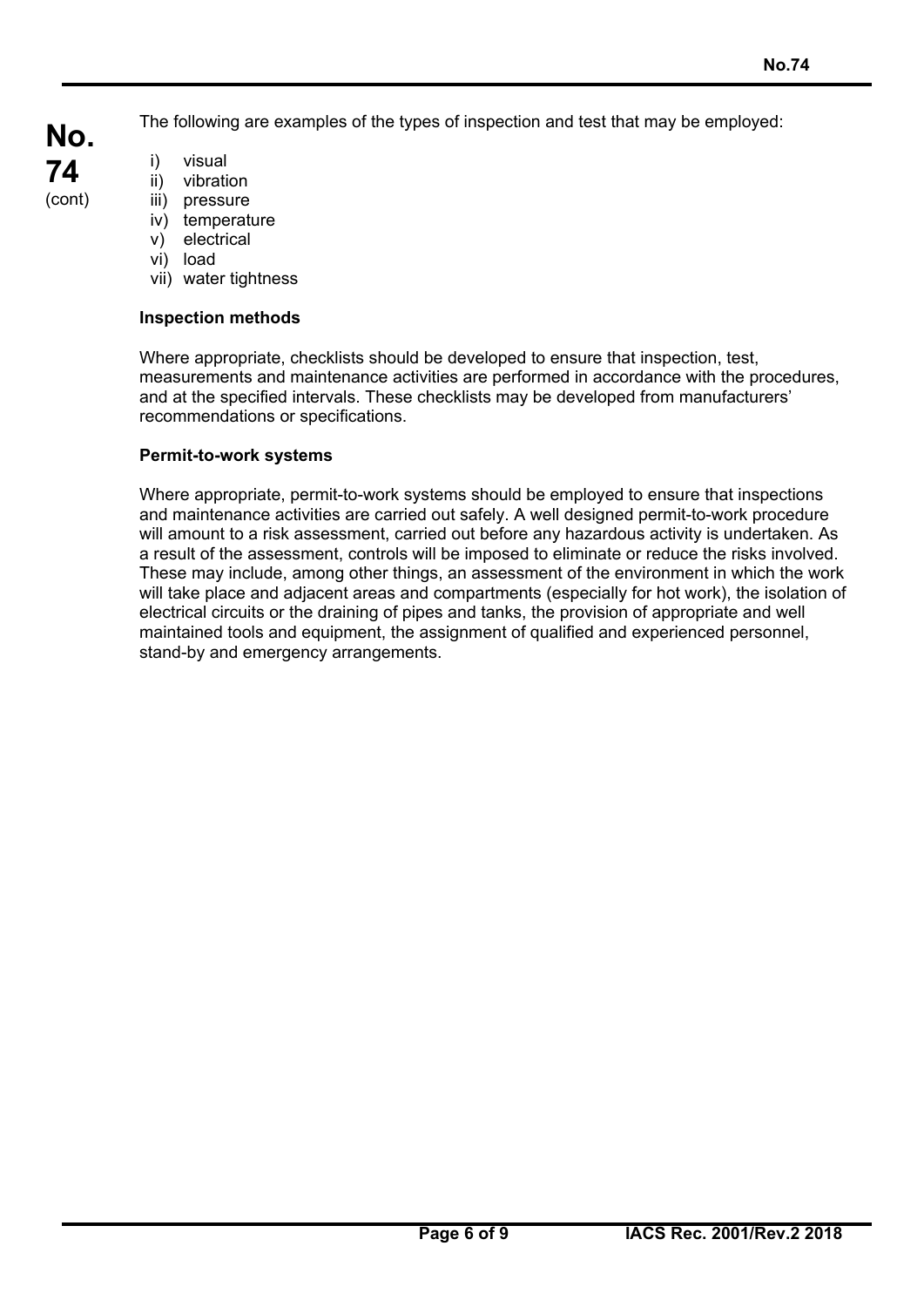The following are examples of the types of inspection and test that may be employed:

i) visual
ii) vibration
iii) pressure
iv) temperature
v) electrical
vi) load
vii) water tightness

**Inspection methods**

Where appropriate, checklists should be developed to ensure that inspection, test, measurements and maintenance activities are performed in accordance with the procedures, and at the specified intervals. These checklists may be developed from manufacturers' recommendations or specifications.

**Permit-to-work systems**

Where appropriate, permit-to-work systems should be employed to ensure that inspections and maintenance activities are carried out safely. A well designed permit-to-work procedure will amount to a risk assessment, carried out before any hazardous activity is undertaken. As a result of the assessment, controls will be imposed to eliminate or reduce the risks involved. These may include, among other things, an assessment of the environment in which the work will take place and adjacent areas and compartments (especially for hot work), the isolation of electrical circuits or the draining of pipes and tanks, the provision of appropriate and well maintained tools and equipment, the assignment of qualified and experienced personnel, stand-by and emergency arrangements.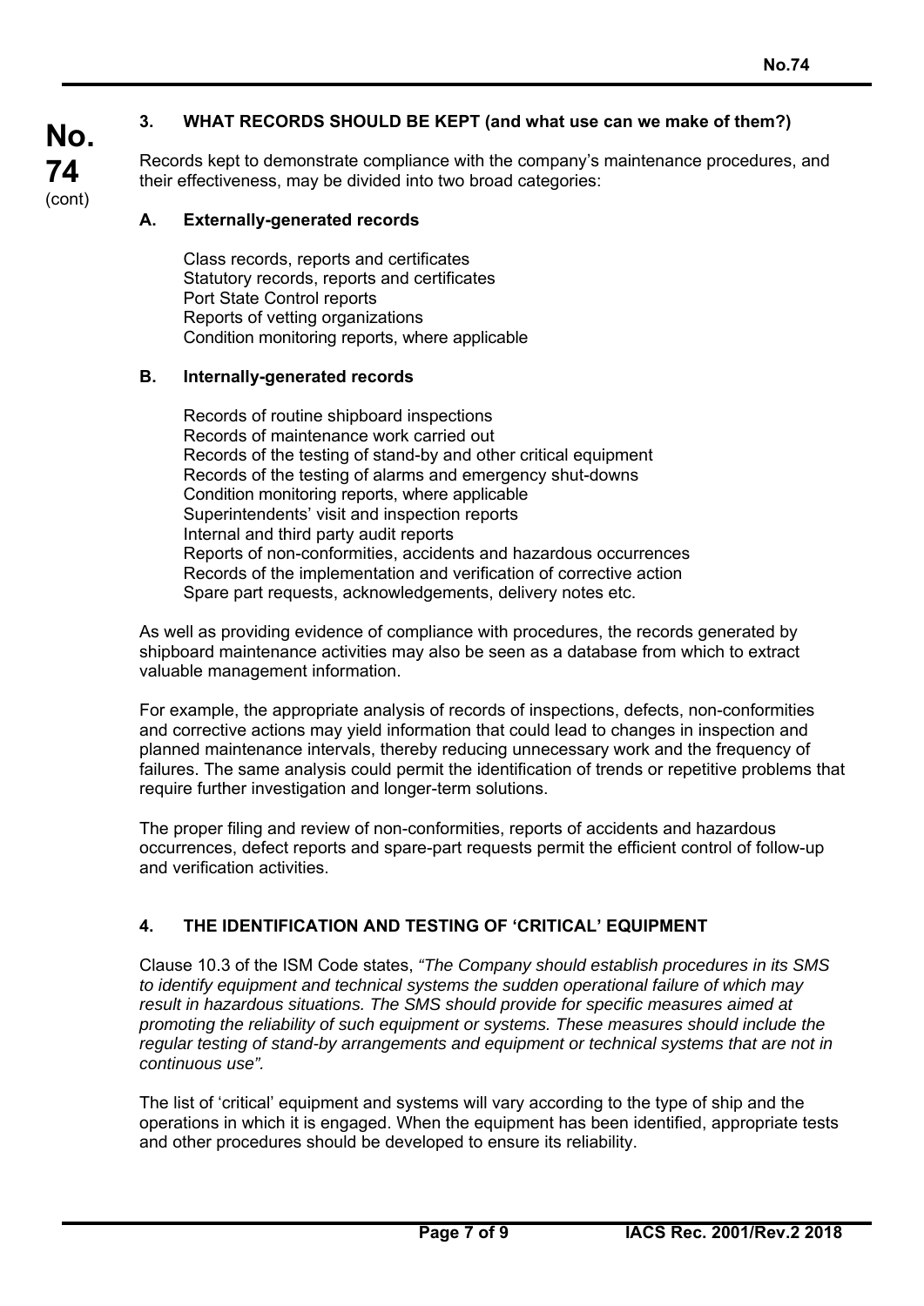## 3. WHAT RECORDS SHOULD BE KEPT (and what use can we make of them?)

Records kept to demonstrate compliance with the company's maintenance procedures, and their effectiveness, may be divided into two broad categories:

### A. Externally-generated records

Class records, reports and certificates
Statutory records, reports and certificates
Port State Control reports
Reports of vetting organizations
Condition monitoring reports, where applicable

### B. Internally-generated records

Records of routine shipboard inspections
Records of maintenance work carried out
Records of the testing of stand-by and other critical equipment
Records of the testing of alarms and emergency shut-downs
Condition monitoring reports, where applicable
Superintendents' visit and inspection reports
Internal and third party audit reports
Reports of non-conformities, accidents and hazardous occurrences
Records of the implementation and verification of corrective action
Spare part requests, acknowledgements, delivery notes etc.

As well as providing evidence of compliance with procedures, the records generated by shipboard maintenance activities may also be seen as a database from which to extract valuable management information.

For example, the appropriate analysis of records of inspections, defects, non-conformities and corrective actions may yield information that could lead to changes in inspection and planned maintenance intervals, thereby reducing unnecessary work and the frequency of failures. The same analysis could permit the identification of trends or repetitive problems that require further investigation and longer-term solutions.

The proper filing and review of non-conformities, reports of accidents and hazardous occurrences, defect reports and spare-part requests permit the efficient control of follow-up and verification activities.

## 4. THE IDENTIFICATION AND TESTING OF 'CRITICAL' EQUIPMENT

Clause 10.3 of the ISM Code states, *"The Company should establish procedures in its SMS to identify equipment and technical systems the sudden operational failure of which may result in hazardous situations. The SMS should provide for specific measures aimed at promoting the reliability of such equipment or systems. These measures should include the regular testing of stand-by arrangements and equipment or technical systems that are not in continuous use".*

The list of 'critical' equipment and systems will vary according to the type of ship and the operations in which it is engaged. When the equipment has been identified, appropriate tests and other procedures should be developed to ensure its reliability.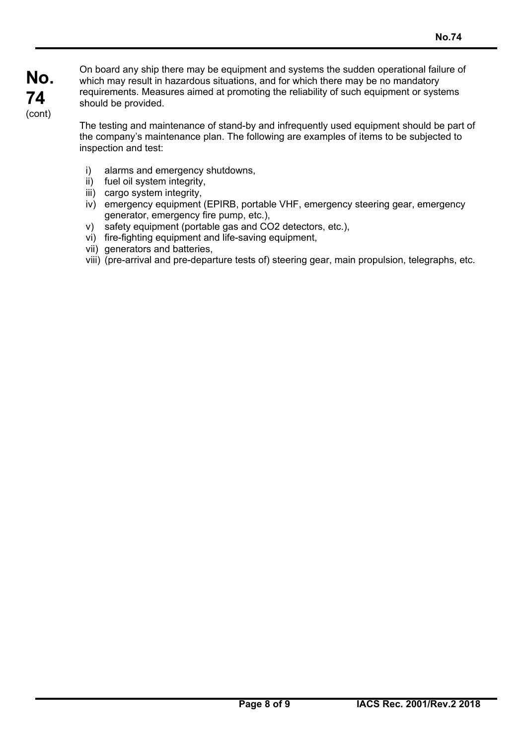On board any ship there may be equipment and systems the sudden operational failure of which may result in hazardous situations, and for which there may be no mandatory requirements. Measures aimed at promoting the reliability of such equipment or systems should be provided.

The testing and maintenance of stand-by and infrequently used equipment should be part of the company's maintenance plan. The following are examples of items to be subjected to inspection and test:

i) alarms and emergency shutdowns,
ii) fuel oil system integrity,
iii) cargo system integrity,
iv) emergency equipment (EPIRB, portable VHF, emergency steering gear, emergency generator, emergency fire pump, etc.),
v) safety equipment (portable gas and $CO_2$ detectors, etc.),
vi) fire-fighting equipment and life-saving equipment,
vii) generators and batteries,
viii) (pre-arrival and pre-departure tests of) steering gear, main propulsion, telegraphs, etc.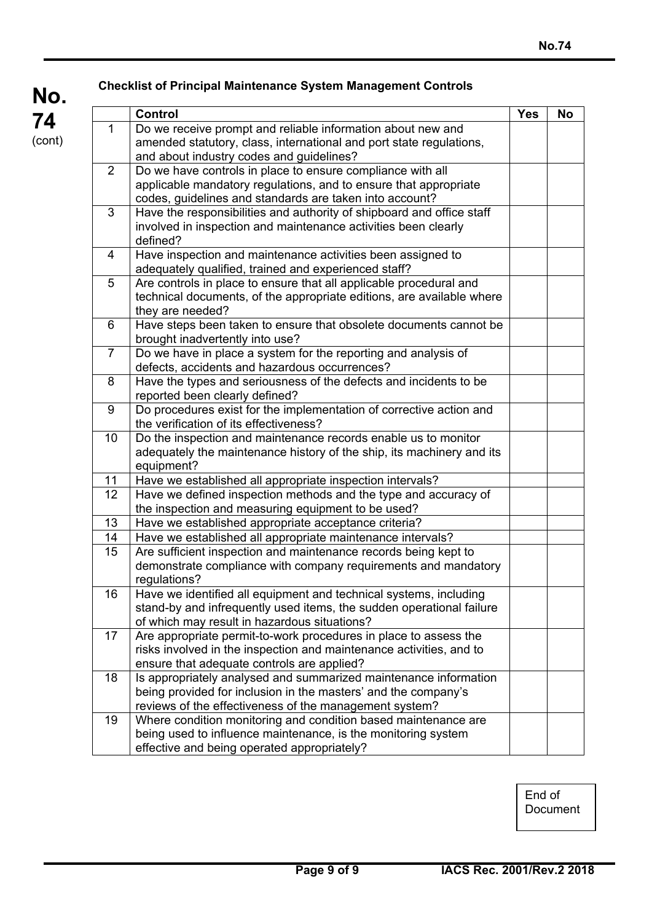### Checklist of Principal Maintenance System Management Controls

| | Control | Yes | No |
|---|---|---|---|
| 1 | Do we receive prompt and reliable information about new and amended statutory, class, international and port state regulations, and about industry codes and guidelines? | | |
| 2 | Do we have controls in place to ensure compliance with all applicable mandatory regulations, and to ensure that appropriate codes, guidelines and standards are taken into account? | | |
| 3 | Have the responsibilities and authority of shipboard and office staff involved in inspection and maintenance activities been clearly defined? | | |
| 4 | Have inspection and maintenance activities been assigned to adequately qualified, trained and experienced staff? | | |
| 5 | Are controls in place to ensure that all applicable procedural and technical documents, of the appropriate editions, are available where they are needed? | | |
| 6 | Have steps been taken to ensure that obsolete documents cannot be brought inadvertently into use? | | |
| 7 | Do we have in place a system for the reporting and analysis of defects, accidents and hazardous occurrences? | | |
| 8 | Have the types and seriousness of the defects and incidents to be reported been clearly defined? | | |
| 9 | Do procedures exist for the implementation of corrective action and the verification of its effectiveness? | | |
| 10 | Do the inspection and maintenance records enable us to monitor adequately the maintenance history of the ship, its machinery and its equipment? | | |
| 11 | Have we established all appropriate inspection intervals? | | |
| 12 | Have we defined inspection methods and the type and accuracy of the inspection and measuring equipment to be used? | | |
| 13 | Have we established appropriate acceptance criteria? | | |
| 14 | Have we established all appropriate maintenance intervals? | | |
| 15 | Are sufficient inspection and maintenance records being kept to demonstrate compliance with company requirements and mandatory regulations? | | |
| 16 | Have we identified all equipment and technical systems, including stand-by and infrequently used items, the sudden operational failure of which may result in hazardous situations? | | |
| 17 | Are appropriate permit-to-work procedures in place to assess the risks involved in the inspection and maintenance activities, and to ensure that adequate controls are applied? | | |
| 18 | Is appropriately analysed and summarized maintenance information being provided for inclusion in the masters' and the company's reviews of the effectiveness of the management system? | | |
| 19 | Where condition monitoring and condition based maintenance are being used to influence maintenance, is the monitoring system effective and being operated appropriately? | | |

End of Document